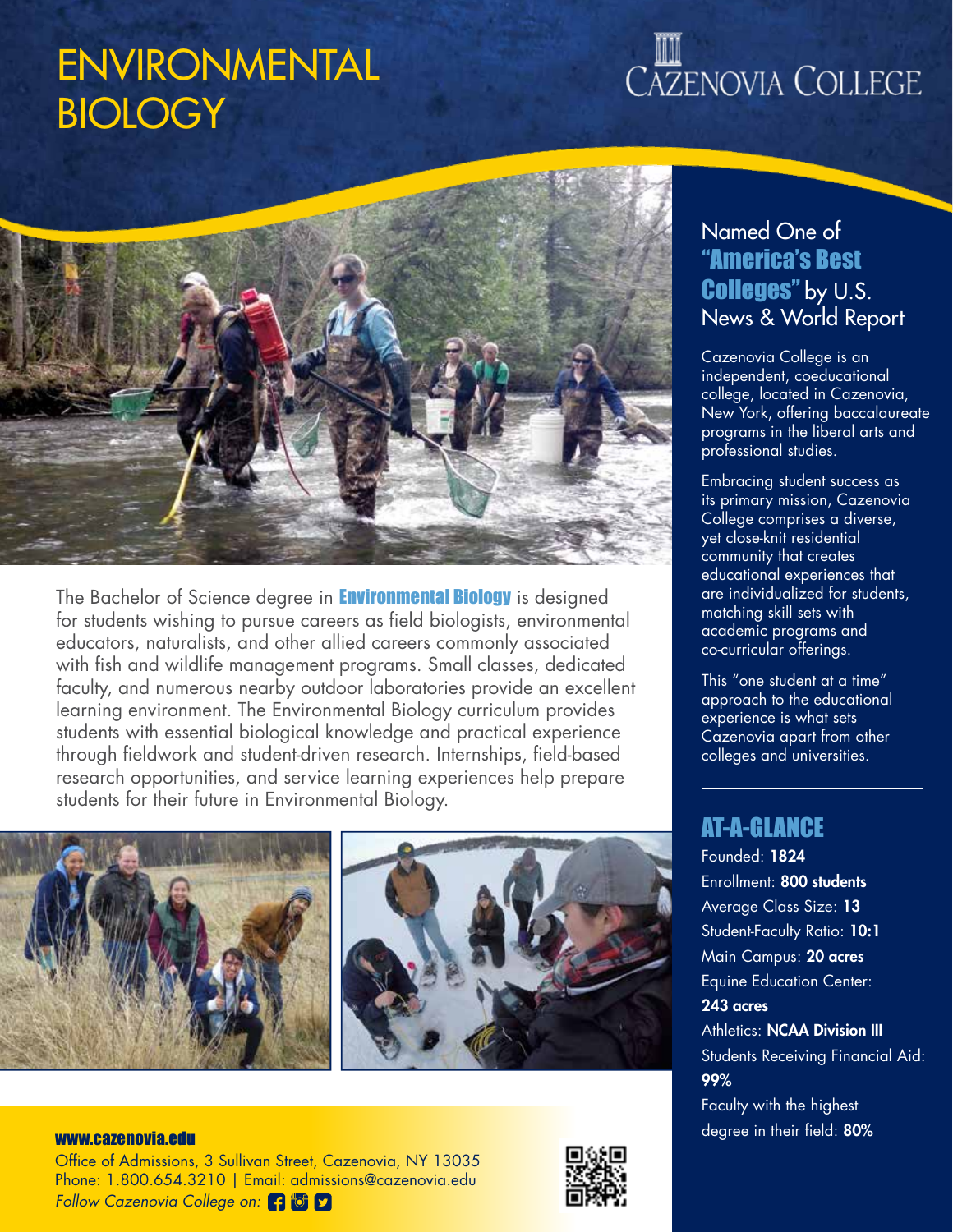# ENVIRONMENTAL BIOLOGY

CAZENOVIA COLLEGE

The Bachelor of Science degree in **Environmental Biology** is designed for students wishing to pursue careers as field biologists, environmental educators, naturalists, and other allied careers commonly associated with fish and wildlife management programs. Small classes, dedicated faculty, and numerous nearby outdoor laboratories provide an excellent learning environment. The Environmental Biology curriculum provides students with essential biological knowledge and practical experience through fieldwork and student-driven research. Internships, field-based research opportunities, and service learning experiences help prepare students for their future in Environmental Biology.

## Named One of **"America's Best Colleges"** by U.S. News & World Report

Cazenovia College is an independent, coeducational college, located in Cazenovia, New York, offering baccalaureate programs in the liberal arts and professional studies.

Embracing student success as its primary mission, Cazenovia College comprises a diverse, yet close-knit residential community that creates educational experiences that are individualized for students, matching skill sets with academic programs and co-curricular offerings.

This "one student at a time" approach to the educational experience is what sets Cazenovia apart from other colleges and universities.

## AT-A-GLANCE

Founded: **1824**
Enrollment: **800 students**
Average Class Size: **13**
Student-Faculty Ratio: **10:1**
Main Campus: **20 acres**
Equine Education Center: **243 acres**
Athletics: **NCAA Division III**
Students Receiving Financial Aid: **99%**
Faculty with the highest degree in their field: **80%**

**www.cazenovia.edu**
Office of Admissions, 3 Sullivan Street, Cazenovia, NY 13035
Phone: 1.800.654.3210 | Email: admissions@cazenovia.edu
*Follow Cazenovia College on:*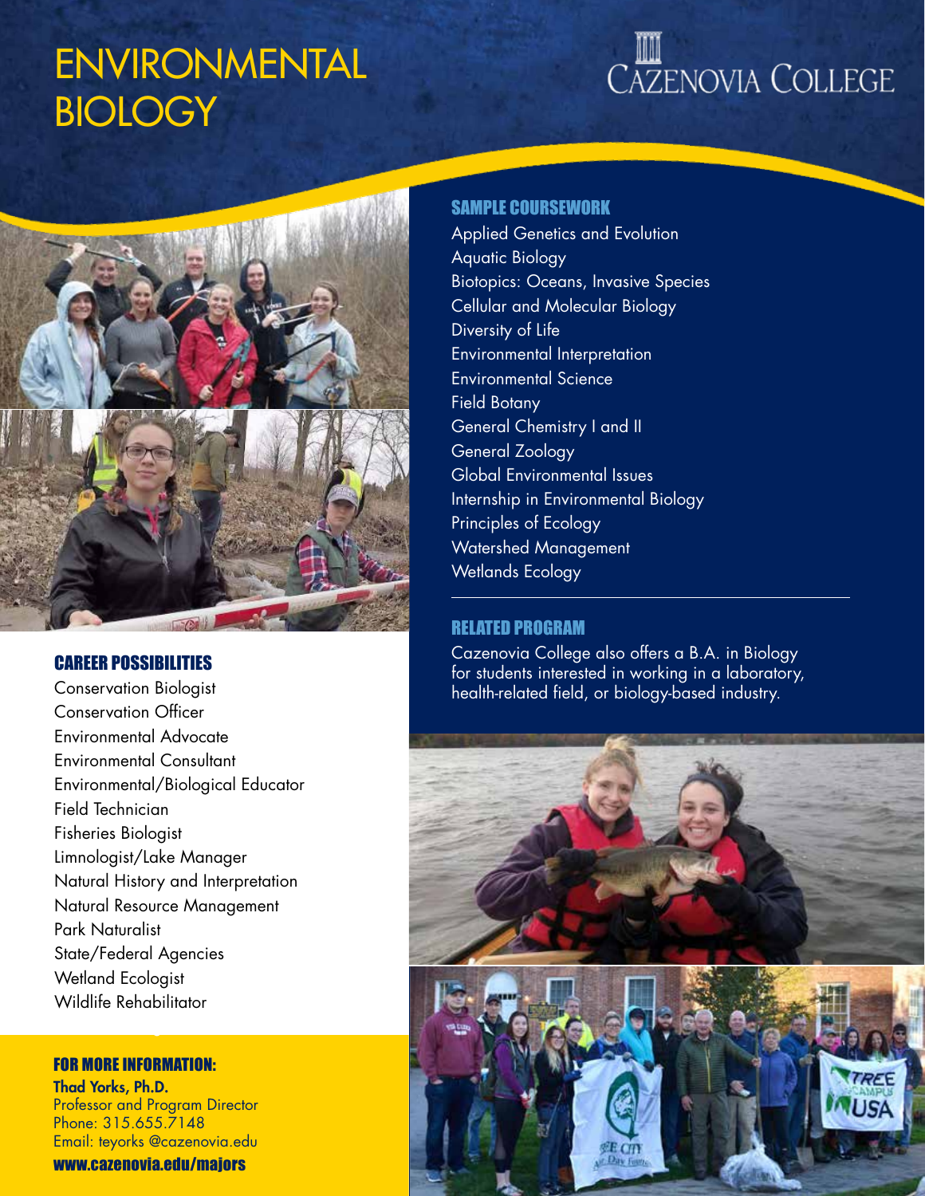# ENVIRONMENTAL BIOLOGY

CAZENOVIA COLLEGE

## SAMPLE COURSEWORK

Applied Genetics and Evolution
Aquatic Biology
Biotopics: Oceans, Invasive Species
Cellular and Molecular Biology
Diversity of Life
Environmental Interpretation
Environmental Science
Field Botany
General Chemistry I and II
General Zoology
Global Environmental Issues
Internship in Environmental Biology
Principles of Ecology
Watershed Management
Wetlands Ecology

## RELATED PROGRAM

Cazenovia College also offers a B.A. in Biology for students interested in working in a laboratory, health-related field, or biology-based industry.

## CAREER POSSIBILITIES

Conservation Biologist
Conservation Officer
Environmental Advocate
Environmental Consultant
Environmental/Biological Educator
Field Technician
Fisheries Biologist
Limnologist/Lake Manager
Natural History and Interpretation
Natural Resource Management
Park Naturalist
State/Federal Agencies
Wetland Ecologist
Wildlife Rehabilitator

## FOR MORE INFORMATION:

**Thad Yorks, Ph.D.**
Professor and Program Director
Phone: 315.655.7148
Email: teyorks @cazenovia.edu
**www.cazenovia.edu/majors**